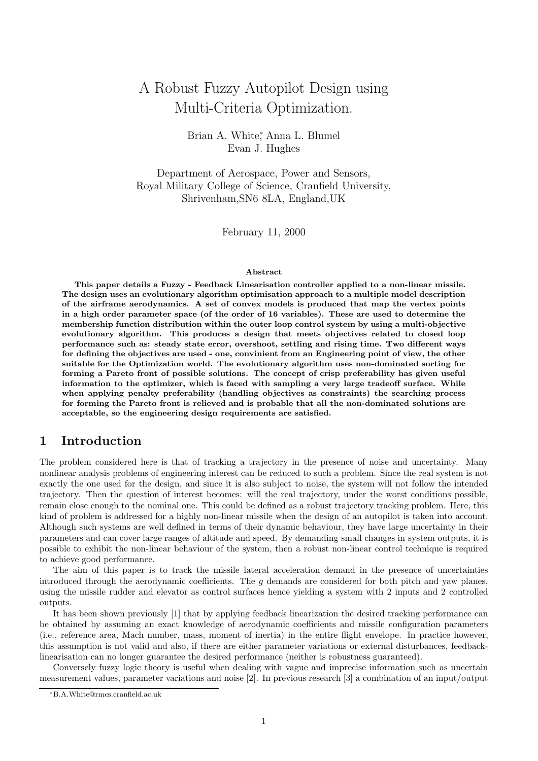# A Robust Fuzzy Autopilot Design using Multi-Criteria Optimization.

Brian A. White*, Anna L. Blumel
Evan J. Hughes

Department of Aerospace, Power and Sensors,
Royal Military College of Science, Cranfield University,
Shrivenham,SN6 8LA, England,UK

February 11, 2000

**Abstract**

**This paper details a Fuzzy - Feedback Linearisation controller applied to a non-linear missile. The design uses an evolutionary algorithm optimisation approach to a multiple model description of the airframe aerodynamics. A set of convex models is produced that map the vertex points in a high order parameter space (of the order of 16 variables). These are used to determine the membership function distribution within the outer loop control system by using a multi-objective evolutionary algorithm. This produces a design that meets objectives related to closed loop performance such as: steady state error, overshoot, settling and rising time. Two different ways for defining the objectives are used - one, convinient from an Engineering point of view, the other suitable for the Optimization world. The evolutionary algorithm uses non-dominated sorting for forming a Pareto front of possible solutions. The concept of crisp preferability has given useful information to the optimizer, which is faced with sampling a very large tradeoff surface. While when applying penalty preferability (handling objectives as constraints) the searching process for forming the Pareto front is relieved and is probable that all the non-dominated solutions are acceptable, so the engineering design requirements are satisfied.**

## 1 Introduction

The problem considered here is that of tracking a trajectory in the presence of noise and uncertainty. Many nonlinear analysis problems of engineering interest can be reduced to such a problem. Since the real system is not exactly the one used for the design, and since it is also subject to noise, the system will not follow the intended trajectory. Then the question of interest becomes: will the real trajectory, under the worst conditions possible, remain close enough to the nominal one. This could be defined as a robust trajectory tracking problem. Here, this kind of problem is addressed for a highly non-linear missile when the design of an autopilot is taken into account. Although such systems are well defined in terms of their dynamic behaviour, they have large uncertainty in their parameters and can cover large ranges of altitude and speed. By demanding small changes in system outputs, it is possible to exhibit the non-linear behaviour of the system, then a robust non-linear control technique is required to achieve good performance.

The aim of this paper is to track the missile lateral acceleration demand in the presence of uncertainties introduced through the aerodynamic coefficients. The $g$ demands are considered for both pitch and yaw planes, using the missile rudder and elevator as control surfaces hence yielding a system with 2 inputs and 2 controlled outputs.

It has been shown previously [1] that by applying feedback linearization the desired tracking performance can be obtained by assuming an exact knowledge of aerodynamic coefficients and missile configuration parameters (i.e., reference area, Mach number, mass, moment of inertia) in the entire flight envelope. In practice however, this assumption is not valid and also, if there are either parameter variations or external disturbances, feedback-linearisation can no longer guarantee the desired performance (neither is robustness guaranteed).

Conversely fuzzy logic theory is useful when dealing with vague and imprecise information such as uncertain measurement values, parameter variations and noise [2]. In previous research [3] a combination of an input/output

*B.A.White@rmcs.cranfield.ac.uk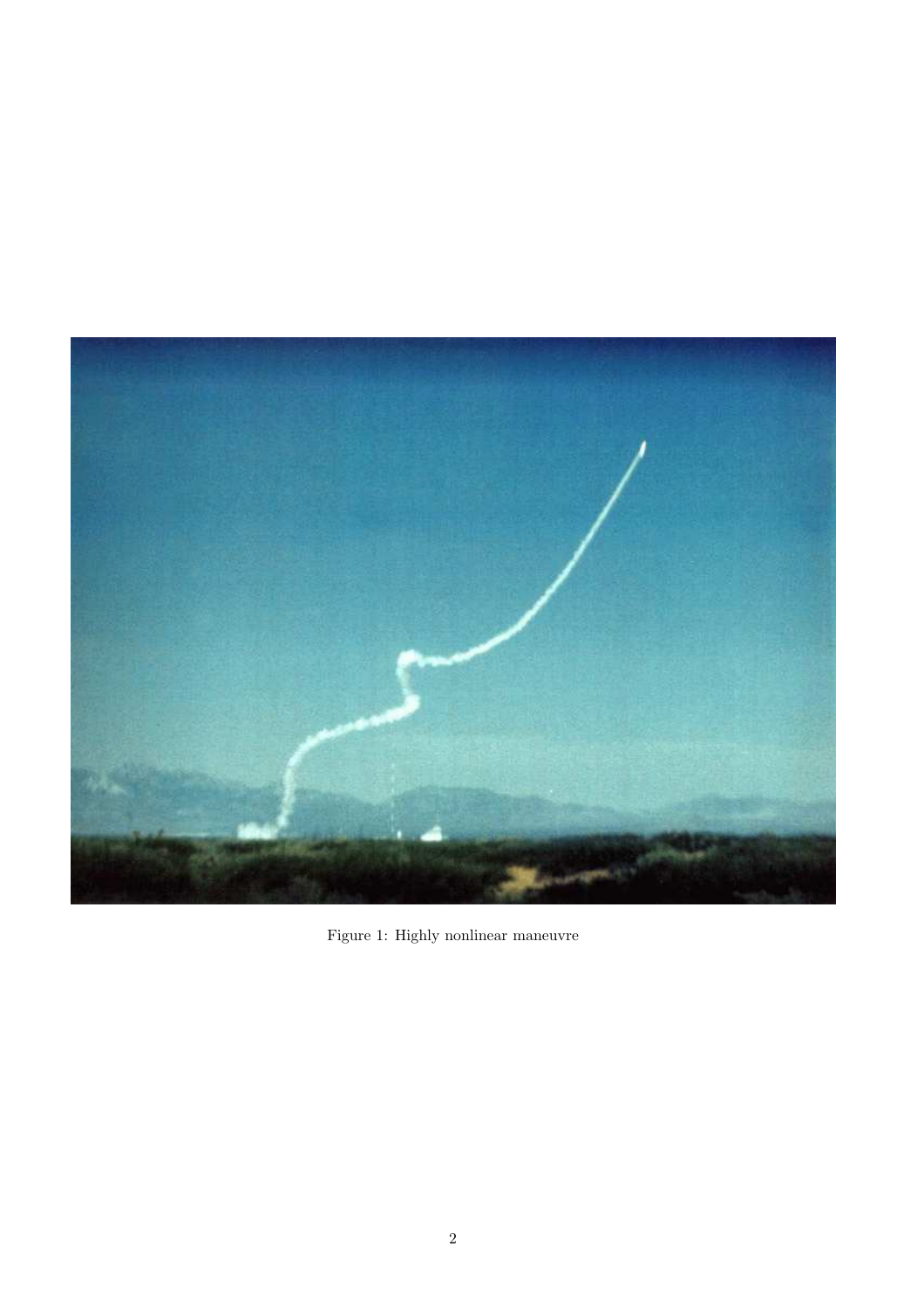Figure 1: Highly nonlinear maneuvre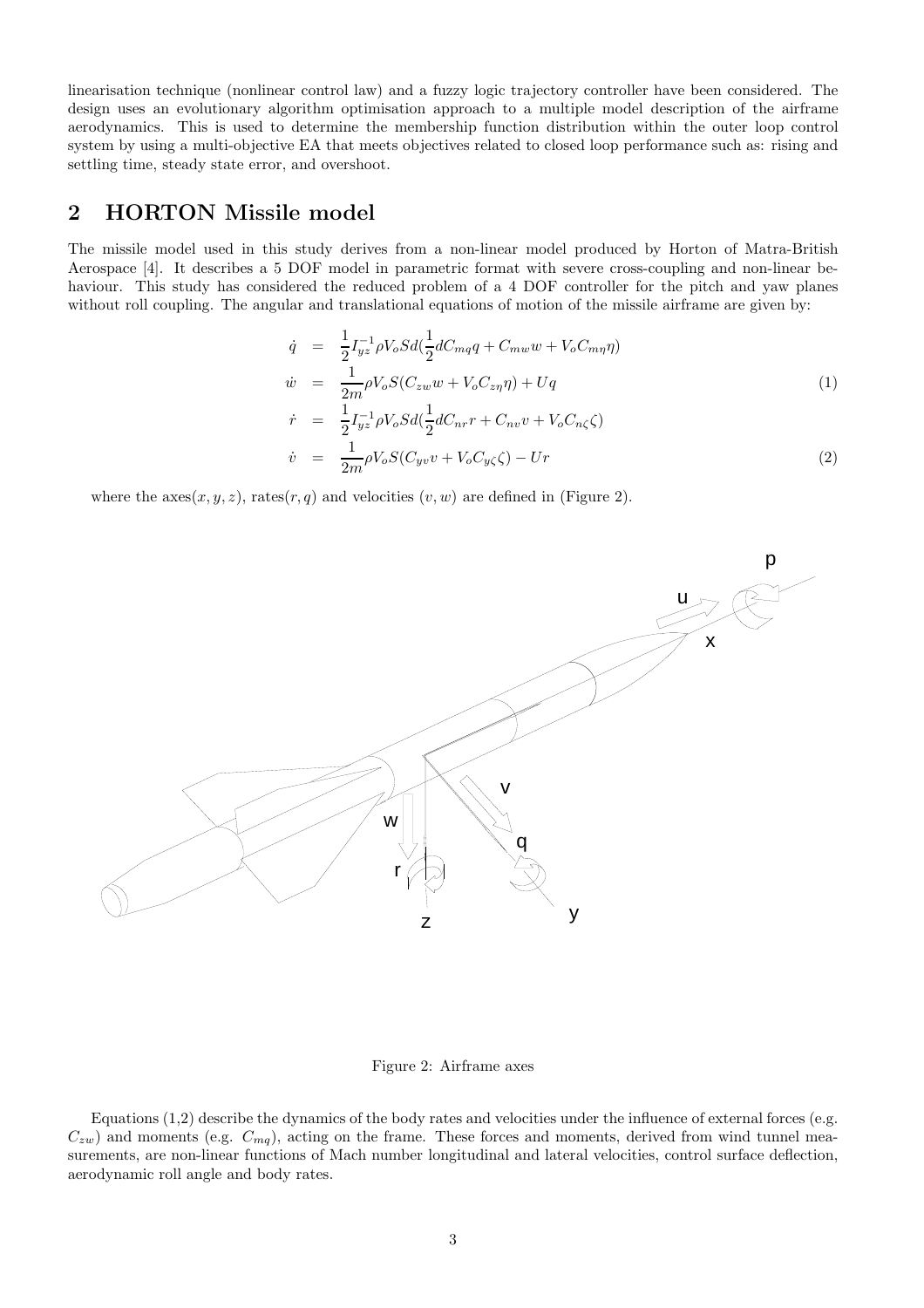linearisation technique (nonlinear control law) and a fuzzy logic trajectory controller have been considered. The design uses an evolutionary algorithm optimisation approach to a multiple model description of the airframe aerodynamics. This is used to determine the membership function distribution within the outer loop control system by using a multi-objective EA that meets objectives related to closed loop performance such as: rising and settling time, steady state error, and overshoot.

## 2 HORTON Missile model

The missile model used in this study derives from a non-linear model produced by Horton of Matra-British Aerospace [4]. It describes a 5 DOF model in parametric format with severe cross-coupling and non-linear behaviour. This study has considered the reduced problem of a 4 DOF controller for the pitch and yaw planes without roll coupling. The angular and translational equations of motion of the missile airframe are given by:

$$
\begin{aligned}
\dot{q} &= \frac{1}{2} I_{yz}^{-1} \rho V_o S d \left( \frac{1}{2} d C_{mq} q + C_{mw} w + V_o C_{m\eta} \eta \right) \\
\dot{w} &= \frac{1}{2m} \rho V_o S \left( C_{zw} w + V_o C_{z\eta} \eta \right) + U q \qquad (1) \\
\dot{r} &= \frac{1}{2} I_{yz}^{-1} \rho V_o S d \left( \frac{1}{2} d C_{nr} r + C_{nv} v + V_o C_{n\zeta} \zeta \right) \\
\dot{v} &= \frac{1}{2m} \rho V_o S \left( C_{yv} v + V_o C_{y\zeta} \zeta \right) - U r \qquad (2)
\end{aligned}
$$

where the axes$(x, y, z)$, rates$(r, q)$ and velocities $(v, w)$ are defined in (Figure 2).

Figure 2: Airframe axes

Equations (1,2) describe the dynamics of the body rates and velocities under the influence of external forces (e.g. $C_{zw}$) and moments (e.g. $C_{mq}$), acting on the frame. These forces and moments, derived from wind tunnel measurements, are non-linear functions of Mach number longitudinal and lateral velocities, control surface deflection, aerodynamic roll angle and body rates.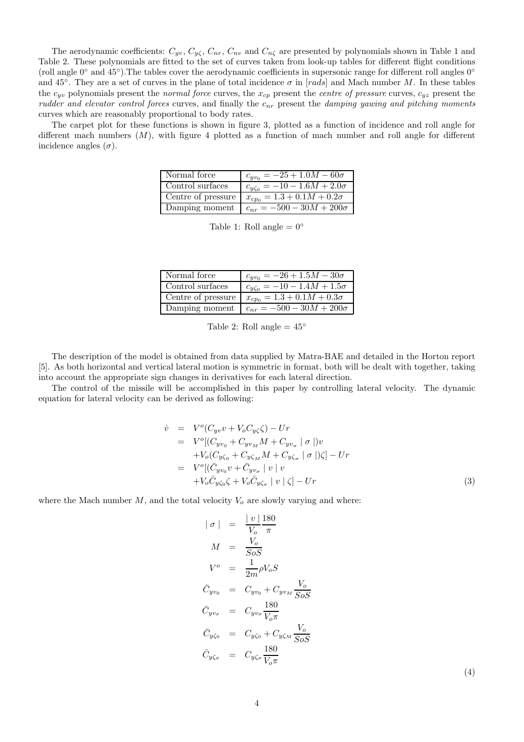The aerodynamic coefficients: $C_{yv}$, $C_{y\zeta}$, $C_{nr}$, $C_{nv}$ and $C_{n\zeta}$ are presented by polynomials shown in Table 1 and Table 2. These polynomials are fitted to the set of curves taken from look-up tables for different flight conditions (roll angle $0^\circ$ and $45^\circ$).The tables cover the aerodynamic coefficients in supersonic range for different roll angles $0^\circ$ and $45^\circ$. They are a set of curves in the plane of total incidence $\sigma$ in $[rads]$ and Mach number $M$. In these tables the $c_{yv}$ polynomials present the *normal force* curves, the $x_{cp}$ present the *centre of pressure* curves, $c_{yz}$ present the *rudder and elevator control forces* curves, and finally the $c_{nr}$ present the *damping yawing and pitching moments* curves which are reasonably proportional to body rates.

The carpet plot for these functions is shown in figure 3, plotted as a function of incidence and roll angle for different mach numbers ($M$), with figure 4 plotted as a function of mach number and roll angle for different incidence angles ($\sigma$).

| | |
|---|---|
| Normal force | $c_{yv_0} = -25 + 1.0M - 60\sigma$ |
| Control surfaces | $c_{y\zeta_0} = -10 - 1.6M + 2.0\sigma$ |
| Centre of pressure | $x_{cp_0} = 1.3 + 0.1M + 0.2\sigma$ |
| Damping moment | $c_{nr} = -500 - 30M + 200\sigma$ |

Table 1: Roll angle = $0^\circ$

| | |
|---|---|
| Normal force | $c_{yv_0} = -26 + 1.5M - 30\sigma$ |
| Control surfaces | $c_{y\zeta_0} = -10 - 1.4M + 1.5\sigma$ |
| Centre of pressure | $x_{cp_0} = 1.3 + 0.1M + 0.3\sigma$ |
| Damping moment | $c_{nr} = -500 - 30M + 200\sigma$ |

Table 2: Roll angle = $45^\circ$

The description of the model is obtained from data supplied by Matra-BAE and detailed in the Horton report [5]. As both horizontal and vertical lateral motion is symmetric in format, both will be dealt with together, taking into account the appropriate sign changes in derivatives for each lateral direction.

The control of the missile will be accomplished in this paper by controlling lateral velocity. The dynamic equation for lateral velocity can be derived as following:

$$
\begin{aligned}
\dot{v} &= V^o(C_{yv}v + V_o C_{y\zeta}\zeta) - Ur \\
&= V^o[(C_{yv_0} + C_{yv_M}M + C_{yv_\sigma} \mid \sigma \mid)v \\
&\quad + V_o(C_{y\zeta_0} + C_{y\zeta_M}M + C_{y\zeta_\sigma} \mid \sigma \mid)\zeta] - Ur \\
&= V^o[(\bar{C}_{yv_0}v + \bar{C}_{yv_\sigma} \mid v \mid v \\
&\quad + V_o\bar{C}_{y\zeta_0}\zeta + V_o\bar{C}_{y\zeta_\sigma} \mid v \mid \zeta] - Ur
\end{aligned} \tag{3}
$$

where the Mach number $M$, and the total velocity $V_o$ are slowly varying and where:

$$
\begin{aligned}
\mid \sigma \mid &= \frac{\mid v \mid}{V_o}\frac{180}{\pi} \\
M &= \frac{V_o}{SoS} \\
V^o &= \frac{1}{2m}\rho V_o S \\
\bar{C}_{yv_0} &= C_{yv_0} + C_{yv_M}\frac{V_o}{SoS} \\
\bar{C}_{yv_\sigma} &= C_{yv_\sigma}\frac{180}{V_o\pi} \\
\bar{C}_{y\zeta_0} &= C_{y\zeta_0} + C_{y\zeta_M}\frac{V_o}{SoS} \\
\bar{C}_{y\zeta_\sigma} &= C_{y\zeta_\sigma}\frac{180}{V_o\pi}
\end{aligned} \tag{4}
$$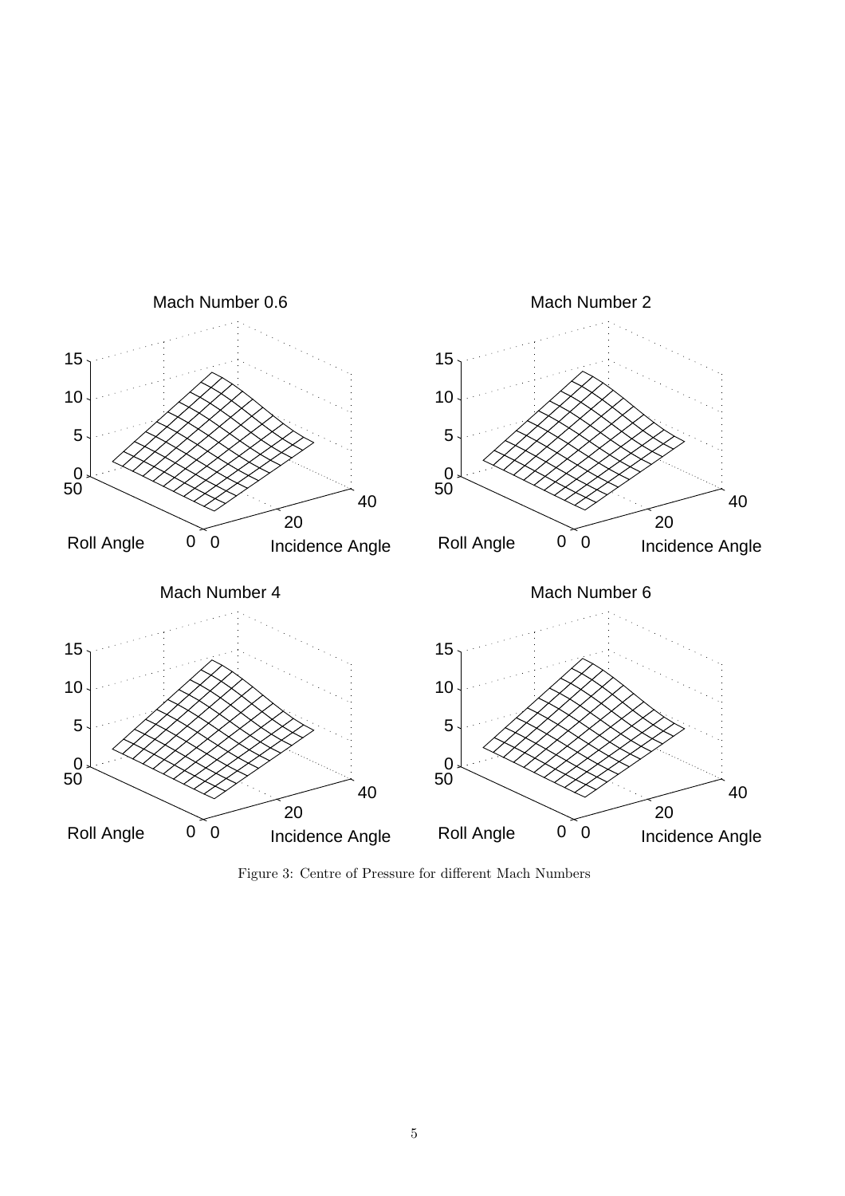Mach Number 0.6

Mach Number 2

Mach Number 4

Mach Number 6

Figure 3: Centre of Pressure for different Mach Numbers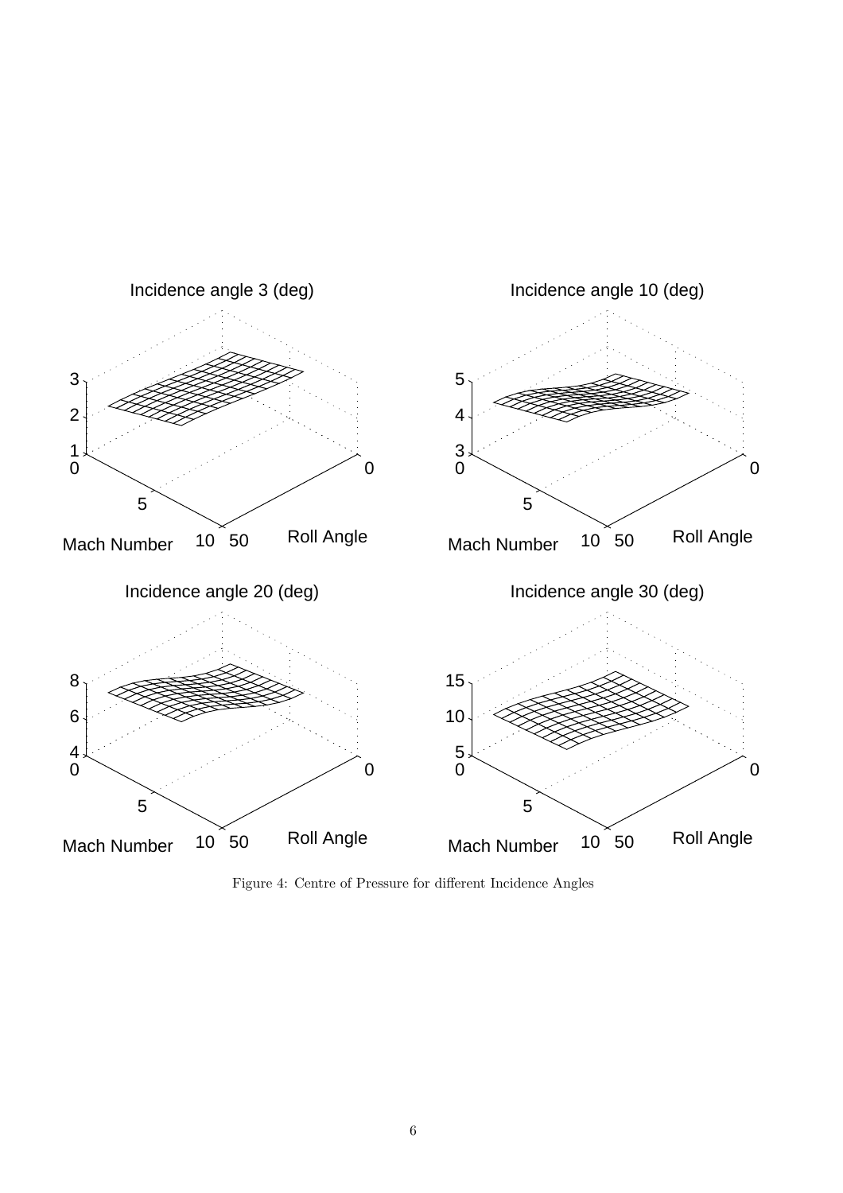Figure 4: Centre of Pressure for different Incidence Angles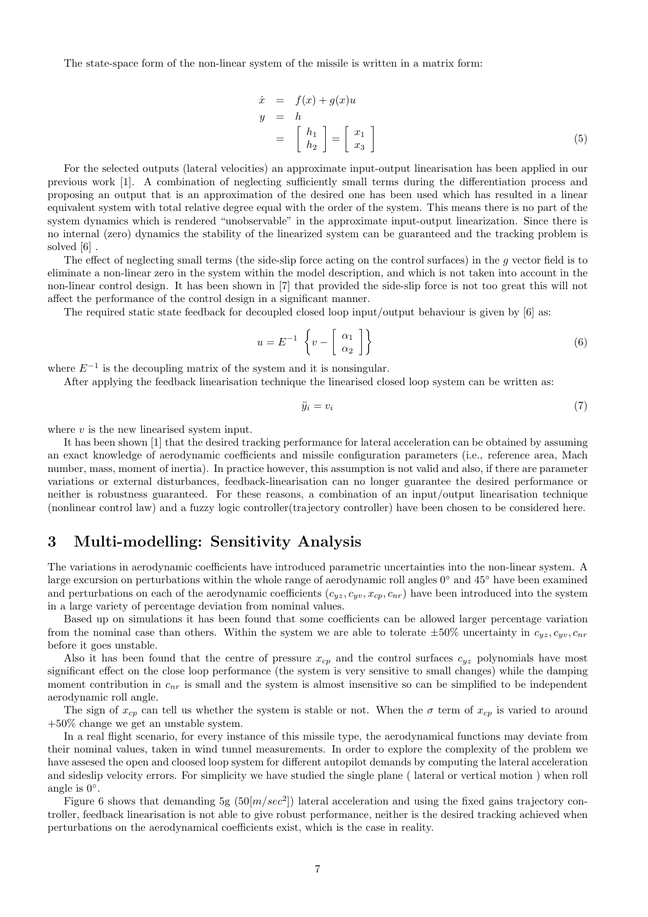The state-space form of the non-linear system of the missile is written in a matrix form:

$$
\begin{aligned}
\dot{x} &= f(x) + g(x)u \\
y &= h \\
&= \begin{bmatrix} h_1 \\ h_2 \end{bmatrix} = \begin{bmatrix} x_1 \\ x_3 \end{bmatrix}
\end{aligned}
\tag{5}
$$

For the selected outputs (lateral velocities) an approximate input-output linearisation has been applied in our previous work [1]. A combination of neglecting sufficiently small terms during the differentiation process and proposing an output that is an approximation of the desired one has been used which has resulted in a linear equivalent system with total relative degree equal with the order of the system. This means there is no part of the system dynamics which is rendered "unobservable" in the approximate input-output linearization. Since there is no internal (zero) dynamics the stability of the linearized system can be guaranteed and the tracking problem is solved [6] .

The effect of neglecting small terms (the side-slip force acting on the control surfaces) in the $g$ vector field is to eliminate a non-linear zero in the system within the model description, and which is not taken into account in the non-linear control design. It has been shown in [7] that provided the side-slip force is not too great this will not affect the performance of the control design in a significant manner.

The required static state feedback for decoupled closed loop input/output behaviour is given by [6] as:

$$
u = E^{-1} \left\{ v - \begin{bmatrix} \alpha_1 \\ \alpha_2 \end{bmatrix} \right\}
\tag{6}
$$

where $E^{-1}$ is the decoupling matrix of the system and it is nonsingular.

After applying the feedback linearisation technique the linearised closed loop system can be written as:

$$
\ddot{y}_i = v_i
\tag{7}
$$

where $v$ is the new linearised system input.

It has been shown [1] that the desired tracking performance for lateral acceleration can be obtained by assuming an exact knowledge of aerodynamic coefficients and missile configuration parameters (i.e., reference area, Mach number, mass, moment of inertia). In practice however, this assumption is not valid and also, if there are parameter variations or external disturbances, feedback-linearisation can no longer guarantee the desired performance or neither is robustness guaranteed. For these reasons, a combination of an input/output linearisation technique (nonlinear control law) and a fuzzy logic controller(trajectory controller) have been chosen to be considered here.

## 3 Multi-modelling: Sensitivity Analysis

The variations in aerodynamic coefficients have introduced parametric uncertainties into the non-linear system. A large excursion on perturbations within the whole range of aerodynamic roll angles $0^\circ$ and $45^\circ$ have been examined and perturbations on each of the aerodynamic coefficients ($c_{yz}, c_{yv}, x_{cp}, c_{nr}$) have been introduced into the system in a large variety of percentage deviation from nominal values.

Based up on simulations it has been found that some coefficients can be allowed larger percentage variation from the nominal case than others. Within the system we are able to tolerate $\pm 50\%$ uncertainty in $c_{yz}, c_{yv}, c_{nr}$ before it goes unstable.

Also it has been found that the centre of pressure $x_{cp}$ and the control surfaces $c_{yz}$ polynomials have most significant effect on the close loop performance (the system is very sensitive to small changes) while the damping moment contribution in $c_{nr}$ is small and the system is almost insensitive so can be simplified to be independent aerodynamic roll angle.

The sign of $x_{cp}$ can tell us whether the system is stable or not. When the $\sigma$ term of $x_{cp}$ is varied to around $+50\%$ change we get an unstable system.

In a real flight scenario, for every instance of this missile type, the aerodynamical functions may deviate from their nominal values, taken in wind tunnel measurements. In order to explore the complexity of the problem we have assesed the open and cloosed loop system for different autopilot demands by computing the lateral acceleration and sideslip velocity errors. For simplicity we have studied the single plane ( lateral or vertical motion ) when roll angle is $0^\circ$.

Figure 6 shows that demanding 5g ($50[m/sec^2]$) lateral acceleration and using the fixed gains trajectory controller, feedback linearisation is not able to give robust performance, neither is the desired tracking achieved when perturbations on the aerodynamical coefficients exist, which is the case in reality.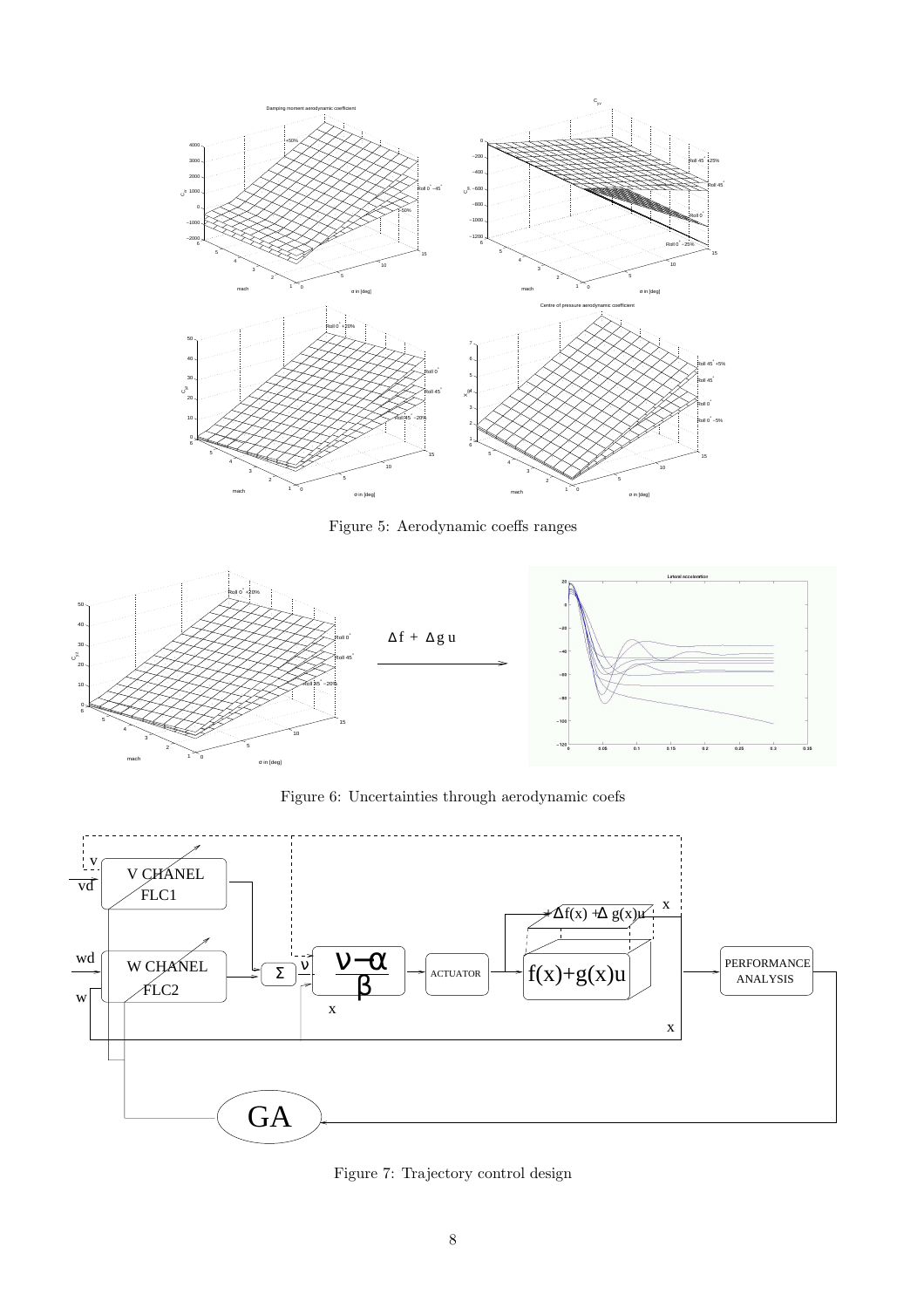Figure 5: Aerodynamic coeffs ranges

Figure 6: Uncertainties through aerodynamic coefs

Figure 7: Trajectory control design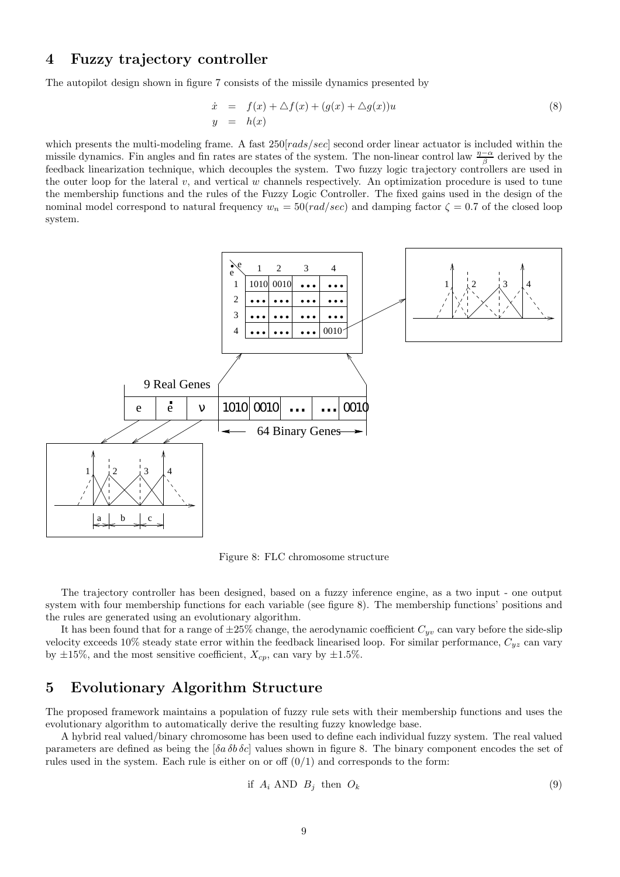## 4 Fuzzy trajectory controller

The autopilot design shown in figure 7 consists of the missile dynamics presented by

$$
\begin{aligned}
\dot{x} &= f(x) + \triangle f(x) + (g(x) + \triangle g(x))u \\
y &= h(x)
\end{aligned}
\tag{8}
$$

which presents the multi-modeling frame. A fast $250[rads/sec]$ second order linear actuator is included within the missile dynamics. Fin angles and fin rates are states of the system. The non-linear control law $\frac{\eta-\alpha}{\beta}$ derived by the feedback linearization technique, which decouples the system. Two fuzzy logic trajectory controllers are used in the outer loop for the lateral $v$, and vertical $w$ channels respectively. An optimization procedure is used to tune the membership functions and the rules of the Fuzzy Logic Controller. The fixed gains used in the design of the nominal model correspond to natural frequency $w_n = 50(rad/sec)$ and damping factor $\zeta = 0.7$ of the closed loop system.

Figure 8: FLC chromosome structure

The trajectory controller has been designed, based on a fuzzy inference engine, as a two input - one output system with four membership functions for each variable (see figure 8). The membership functions' positions and the rules are generated using an evolutionary algorithm.

It has been found that for a range of $\pm 25\%$ change, the aerodynamic coefficient $C_{yv}$ can vary before the side-slip velocity exceeds 10% steady state error within the feedback linearised loop. For similar performance, $C_{yz}$ can vary by $\pm 15\%$, and the most sensitive coefficient, $X_{cp}$, can vary by $\pm 1.5\%$.

## 5 Evolutionary Algorithm Structure

The proposed framework maintains a population of fuzzy rule sets with their membership functions and uses the evolutionary algorithm to automatically derive the resulting fuzzy knowledge base.

A hybrid real valued/binary chromosome has been used to define each individual fuzzy system. The real valued parameters are defined as being the $[\delta a \, \delta b \, \delta c]$ values shown in figure 8. The binary component encodes the set of rules used in the system. Each rule is either on or off $(0/1)$ and corresponds to the form:

$$
\text{if } A_i \text{ AND } B_j \text{ then } O_k \tag{9}
$$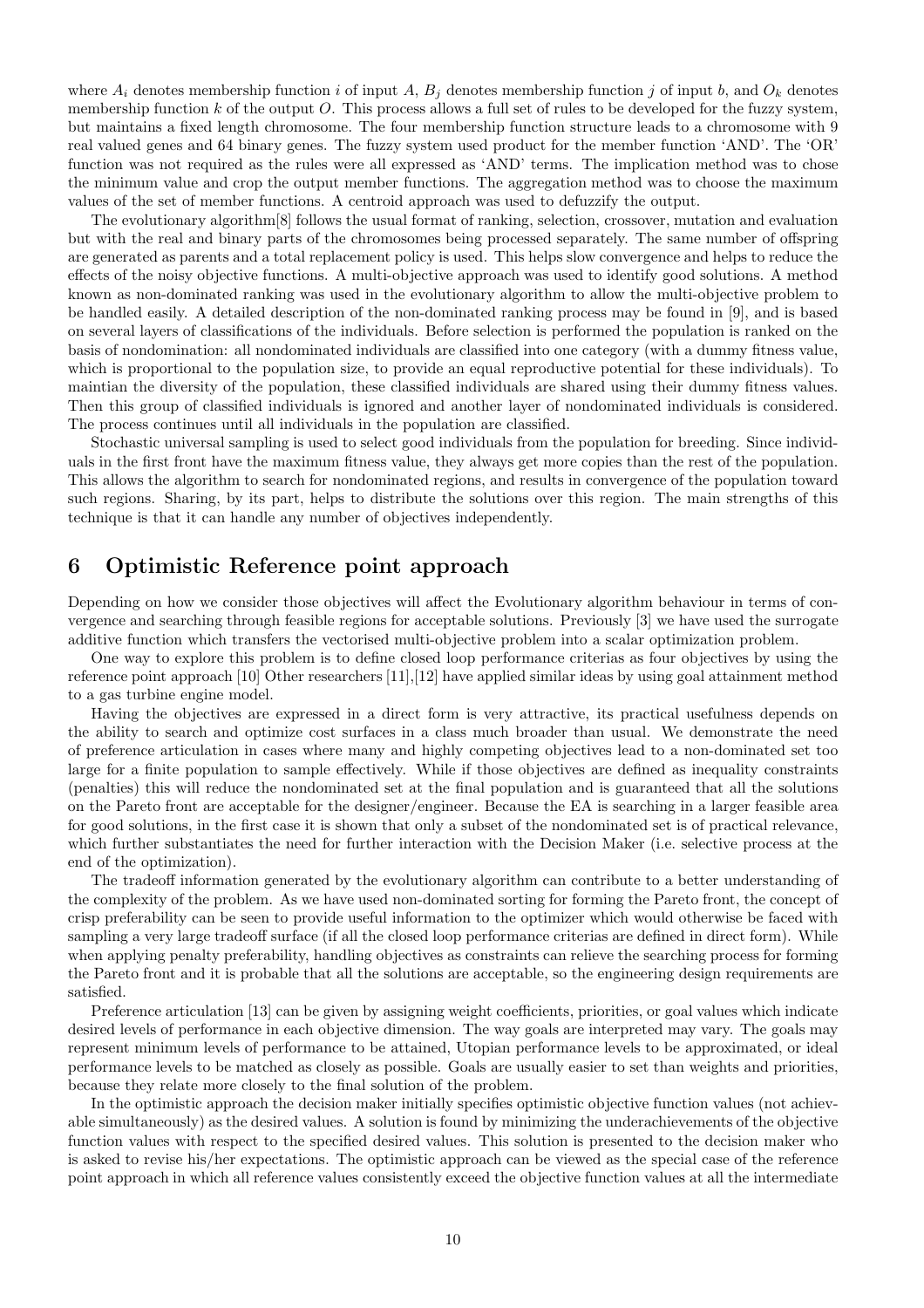where $A_i$ denotes membership function $i$ of input $A$, $B_j$ denotes membership function $j$ of input $b$, and $O_k$ denotes membership function $k$ of the output $O$. This process allows a full set of rules to be developed for the fuzzy system, but maintains a fixed length chromosome. The four membership function structure leads to a chromosome with 9 real valued genes and 64 binary genes. The fuzzy system used product for the member function 'AND'. The 'OR' function was not required as the rules were all expressed as 'AND' terms. The implication method was to chose the minimum value and crop the output member functions. The aggregation method was to choose the maximum values of the set of member functions. A centroid approach was used to defuzzify the output.

The evolutionary algorithm[8] follows the usual format of ranking, selection, crossover, mutation and evaluation but with the real and binary parts of the chromosomes being processed separately. The same number of offspring are generated as parents and a total replacement policy is used. This helps slow convergence and helps to reduce the effects of the noisy objective functions. A multi-objective approach was used to identify good solutions. A method known as non-dominated ranking was used in the evolutionary algorithm to allow the multi-objective problem to be handled easily. A detailed description of the non-dominated ranking process may be found in [9], and is based on several layers of classifications of the individuals. Before selection is performed the population is ranked on the basis of nondomination: all nondominated individuals are classified into one category (with a dummy fitness value, which is proportional to the population size, to provide an equal reproductive potential for these individuals). To maintian the diversity of the population, these classified individuals are shared using their dummy fitness values. Then this group of classified individuals is ignored and another layer of nondominated individuals is considered. The process continues until all individuals in the population are classified.

Stochastic universal sampling is used to select good individuals from the population for breeding. Since individuals in the first front have the maximum fitness value, they always get more copies than the rest of the population. This allows the algorithm to search for nondominated regions, and results in convergence of the population toward such regions. Sharing, by its part, helps to distribute the solutions over this region. The main strengths of this technique is that it can handle any number of objectives independently.

## 6 Optimistic Reference point approach

Depending on how we consider those objectives will affect the Evolutionary algorithm behaviour in terms of convergence and searching through feasible regions for acceptable solutions. Previously [3] we have used the surrogate additive function which transfers the vectorised multi-objective problem into a scalar optimization problem.

One way to explore this problem is to define closed loop performance criterias as four objectives by using the reference point approach [10] Other researchers [11],[12] have applied similar ideas by using goal attainment method to a gas turbine engine model.

Having the objectives are expressed in a direct form is very attractive, its practical usefulness depends on the ability to search and optimize cost surfaces in a class much broader than usual. We demonstrate the need of preference articulation in cases where many and highly competing objectives lead to a non-dominated set too large for a finite population to sample effectively. While if those objectives are defined as inequality constraints (penalties) this will reduce the nondominated set at the final population and is guaranteed that all the solutions on the Pareto front are acceptable for the designer/engineer. Because the EA is searching in a larger feasible area for good solutions, in the first case it is shown that only a subset of the nondominated set is of practical relevance, which further substantiates the need for further interaction with the Decision Maker (i.e. selective process at the end of the optimization).

The tradeoff information generated by the evolutionary algorithm can contribute to a better understanding of the complexity of the problem. As we have used non-dominated sorting for forming the Pareto front, the concept of crisp preferability can be seen to provide useful information to the optimizer which would otherwise be faced with sampling a very large tradeoff surface (if all the closed loop performance criterias are defined in direct form). While when applying penalty preferability, handling objectives as constraints can relieve the searching process for forming the Pareto front and it is probable that all the solutions are acceptable, so the engineering design requirements are satisfied.

Preference articulation [13] can be given by assigning weight coefficients, priorities, or goal values which indicate desired levels of performance in each objective dimension. The way goals are interpreted may vary. The goals may represent minimum levels of performance to be attained, Utopian performance levels to be approximated, or ideal performance levels to be matched as closely as possible. Goals are usually easier to set than weights and priorities, because they relate more closely to the final solution of the problem.

In the optimistic approach the decision maker initially specifies optimistic objective function values (not achievable simultaneously) as the desired values. A solution is found by minimizing the underachievements of the objective function values with respect to the specified desired values. This solution is presented to the decision maker who is asked to revise his/her expectations. The optimistic approach can be viewed as the special case of the reference point approach in which all reference values consistently exceed the objective function values at all the intermediate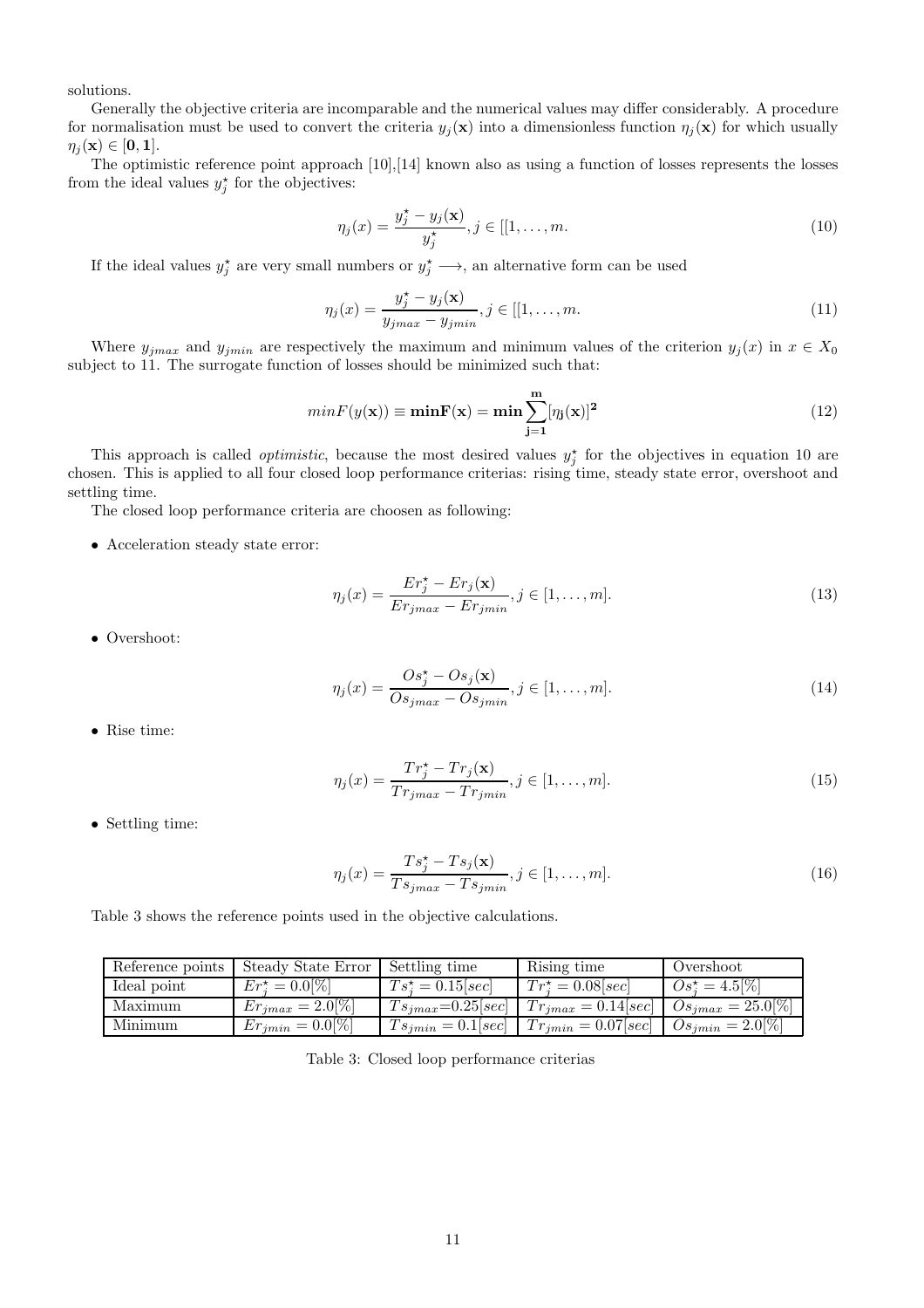solutions.

Generally the objective criteria are incomparable and the numerical values may differ considerably. A procedure for normalisation must be used to convert the criteria $y_j(\mathbf{x})$ into a dimensionless function $\eta_j(\mathbf{x})$ for which usually $\eta_j(\mathbf{x}) \in [\mathbf{0}, \mathbf{1}]$.

The optimistic reference point approach [10],[14] known also as using a function of losses represents the losses from the ideal values $y_j^\star$ for the objectives:

$$\eta_j(x) = \frac{y_j^\star - y_j(\mathbf{x})}{y_j^\star}, j \in [[1, \dots, m. \tag{10}$$

If the ideal values $y_j^\star$ are very small numbers or $y_j^\star \longrightarrow$, an alternative form can be used

$$\eta_j(x) = \frac{y_j^\star - y_j(\mathbf{x})}{y_{jmax} - y_{jmin}}, j \in [[1, \dots, m. \tag{11}$$

Where $y_{jmax}$ and $y_{jmin}$ are respectively the maximum and minimum values of the criterion $y_j(x)$ in $x \in X_0$ subject to 11. The surrogate function of losses should be minimized such that:

$$minF(y(\mathbf{x})) \equiv \mathbf{minF(x)} = \mathbf{min} \sum_{\mathbf{j=1}}^{\mathbf{m}} [\eta_{\mathbf{j}}(\mathbf{x})]^{\mathbf{2}} \tag{12}$$

This approach is called *optimistic*, because the most desired values $y_j^\star$ for the objectives in equation 10 are chosen. This is applied to all four closed loop performance criterias: rising time, steady state error, overshoot and settling time.

The closed loop performance criteria are choosen as following:

- Acceleration steady state error:

$$\eta_j(x) = \frac{Er_j^\star - Er_j(\mathbf{x})}{Er_{jmax} - Er_{jmin}}, j \in [1, \dots, m]. \tag{13}$$

- Overshoot:

$$\eta_j(x) = \frac{Os_j^\star - Os_j(\mathbf{x})}{Os_{jmax} - Os_{jmin}}, j \in [1, \dots, m]. \tag{14}$$

- Rise time:

$$\eta_j(x) = \frac{Tr_j^\star - Tr_j(\mathbf{x})}{Tr_{jmax} - Tr_{jmin}}, j \in [1, \dots, m]. \tag{15}$$

- Settling time:

$$\eta_j(x) = \frac{Ts_j^\star - Ts_j(\mathbf{x})}{Ts_{jmax} - Ts_{jmin}}, j \in [1, \dots, m]. \tag{16}$$

Table 3 shows the reference points used in the objective calculations.

| Reference points | Steady State Error | Settling time | Rising time | Overshoot |
|---|---|---|---|---|
| Ideal point | $Er_j^\star = 0.0[\%]$ | $Ts_j^\star = 0.15[sec]$ | $Tr_j^\star = 0.08[sec]$ | $Os_j^\star = 4.5[\%]$ |
| Maximum | $Er_{jmax} = 2.0[\%]$ | $Ts_{jmax}$=0.25$[sec]$ | $Tr_{jmax} = 0.14[sec]$ | $Os_{jmax} = 25.0[\%]$ |
| Minimum | $Er_{jmin} = 0.0[\%]$ | $Ts_{jmin} = 0.1[sec]$ | $Tr_{jmin} = 0.07[sec]$ | $Os_{jmin} = 2.0[\%]$ |

Table 3: Closed loop performance criterias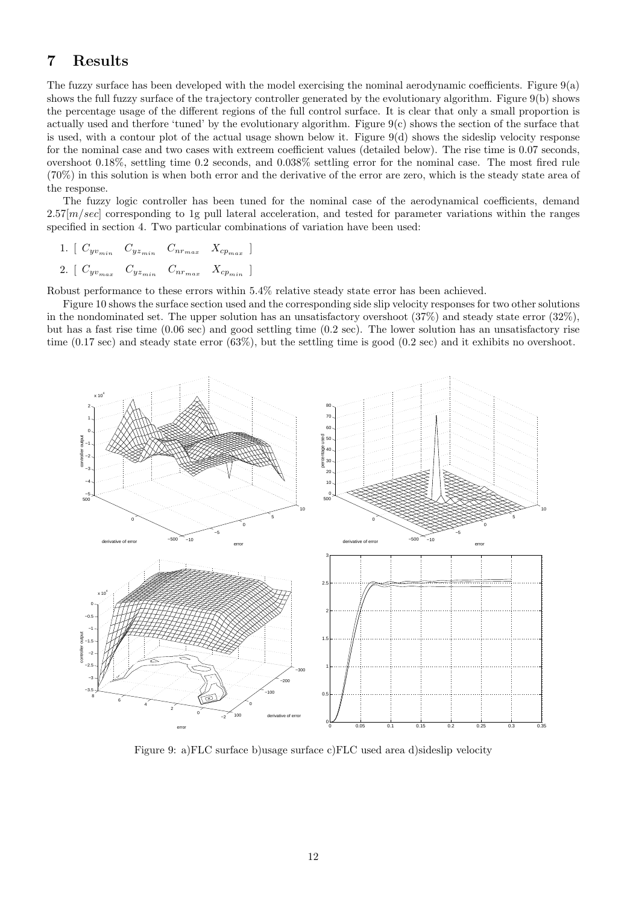# 7 Results

The fuzzy surface has been developed with the model exercising the nominal aerodynamic coefficients. Figure 9(a) shows the full fuzzy surface of the trajectory controller generated by the evolutionary algorithm. Figure 9(b) shows the percentage usage of the different regions of the full control surface. It is clear that only a small proportion is actually used and therfore 'tuned' by the evolutionary algorithm. Figure 9(c) shows the section of the surface that is used, with a contour plot of the actual usage shown below it. Figure 9(d) shows the sideslip velocity response for the nominal case and two cases with extreem coefficient values (detailed below). The rise time is 0.07 seconds, overshoot 0.18%, settling time 0.2 seconds, and 0.038% settling error for the nominal case. The most fired rule (70%) in this solution is when both error and the derivative of the error are zero, which is the steady state area of the response.

The fuzzy logic controller has been tuned for the nominal case of the aerodynamical coefficients, demand $2.57[m/sec]$ corresponding to 1g pull lateral acceleration, and tested for parameter variations within the ranges specified in section 4. Two particular combinations of variation have been used:

1. $[\ C_{yv_{min}} \quad C_{yz_{min}} \quad C_{nr_{max}} \quad X_{cp_{max}}\ ]$
2. $[\ C_{yv_{max}} \quad C_{yz_{min}} \quad C_{nr_{max}} \quad X_{cp_{min}}\ ]$

Robust performance to these errors within 5.4% relative steady state error has been achieved.

Figure 10 shows the surface section used and the corresponding side slip velocity responses for two other solutions in the nondominated set. The upper solution has an unsatisfactory overshoot (37%) and steady state error (32%), but has a fast rise time (0.06 sec) and good settling time (0.2 sec). The lower solution has an unsatisfactory rise time (0.17 sec) and steady state error (63%), but the settling time is good (0.2 sec) and it exhibits no overshoot.

Figure 9: a)FLC surface b)usage surface c)FLC used area d)sideslip velocity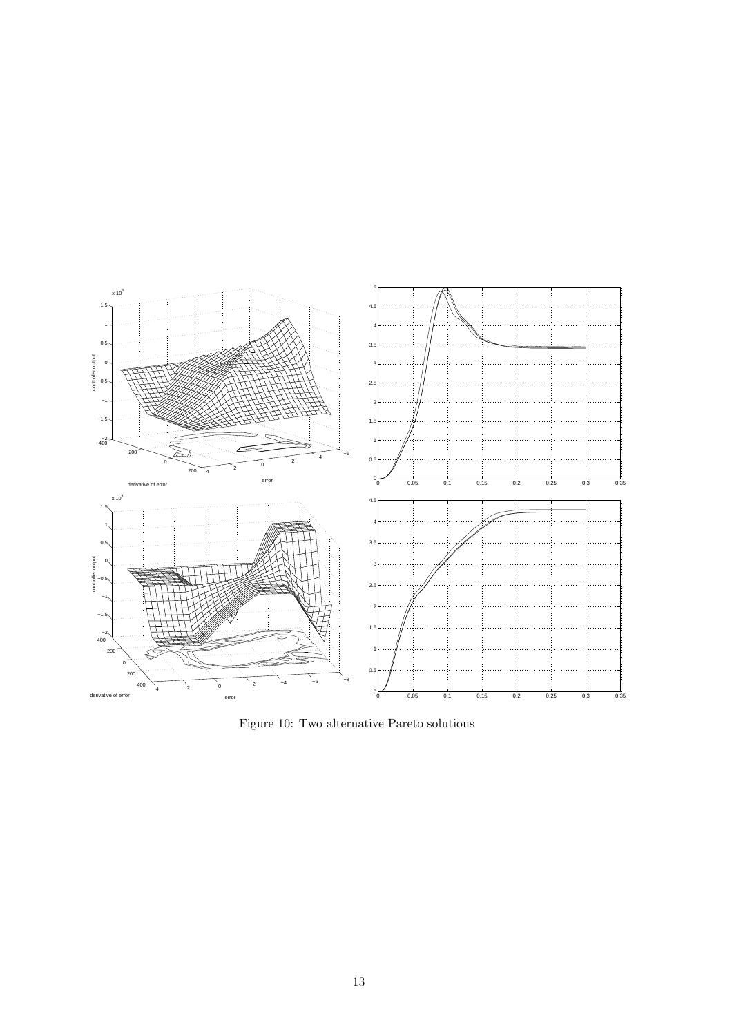Figure 10: Two alternative Pareto solutions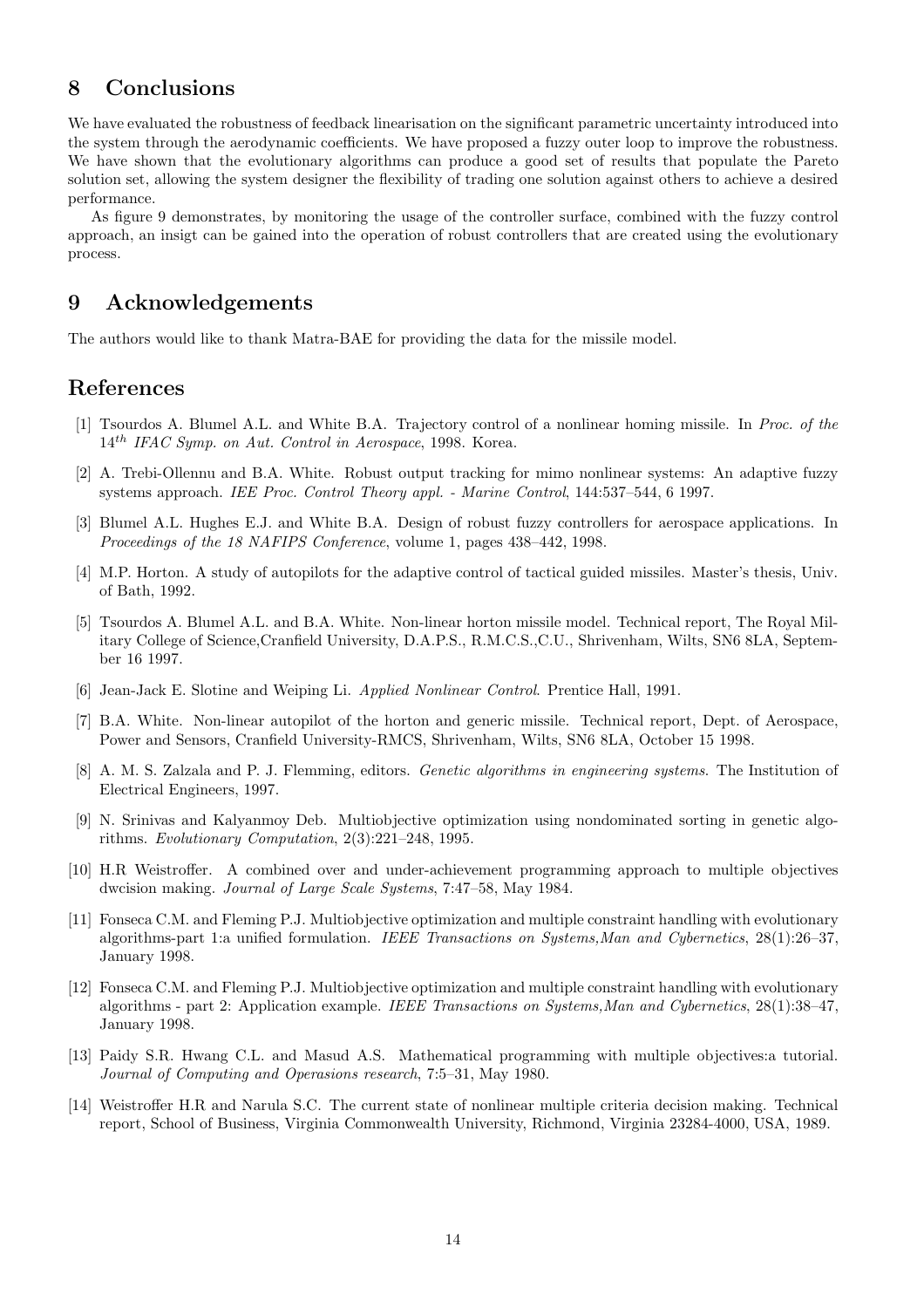## 8 Conclusions

We have evaluated the robustness of feedback linearisation on the significant parametric uncertainty introduced into the system through the aerodynamic coefficients. We have proposed a fuzzy outer loop to improve the robustness. We have shown that the evolutionary algorithms can produce a good set of results that populate the Pareto solution set, allowing the system designer the flexibility of trading one solution against others to achieve a desired performance.

As figure 9 demonstrates, by monitoring the usage of the controller surface, combined with the fuzzy control approach, an insigt can be gained into the operation of robust controllers that are created using the evolutionary process.

## 9 Acknowledgements

The authors would like to thank Matra-BAE for providing the data for the missile model.

## References

[1] Tsourdos A. Blumel A.L. and White B.A. Trajectory control of a nonlinear homing missile. In *Proc. of the* $14^{th}$ *IFAC Symp. on Aut. Control in Aerospace*, 1998. Korea.

[2] A. Trebi-Ollennu and B.A. White. Robust output tracking for mimo nonlinear systems: An adaptive fuzzy systems approach. *IEE Proc. Control Theory appl. - Marine Control*, 144:537–544, 6 1997.

[3] Blumel A.L. Hughes E.J. and White B.A. Design of robust fuzzy controllers for aerospace applications. In *Proceedings of the 18 NAFIPS Conference*, volume 1, pages 438–442, 1998.

[4] M.P. Horton. A study of autopilots for the adaptive control of tactical guided missiles. Master's thesis, Univ. of Bath, 1992.

[5] Tsourdos A. Blumel A.L. and B.A. White. Non-linear horton missile model. Technical report, The Royal Military College of Science,Cranfield University, D.A.P.S., R.M.C.S.,C.U., Shrivenham, Wilts, SN6 8LA, September 16 1997.

[6] Jean-Jack E. Slotine and Weiping Li. *Applied Nonlinear Control*. Prentice Hall, 1991.

[7] B.A. White. Non-linear autopilot of the horton and generic missile. Technical report, Dept. of Aerospace, Power and Sensors, Cranfield University-RMCS, Shrivenham, Wilts, SN6 8LA, October 15 1998.

[8] A. M. S. Zalzala and P. J. Flemming, editors. *Genetic algorithms in engineering systems*. The Institution of Electrical Engineers, 1997.

[9] N. Srinivas and Kalyanmoy Deb. Multiobjective optimization using nondominated sorting in genetic algorithms. *Evolutionary Computation*, 2(3):221–248, 1995.

[10] H.R Weistroffer. A combined over and under-achievement programming approach to multiple objectives dwcision making. *Journal of Large Scale Systems*, 7:47–58, May 1984.

[11] Fonseca C.M. and Fleming P.J. Multiobjective optimization and multiple constraint handling with evolutionary algorithms-part 1:a unified formulation. *IEEE Transactions on Systems,Man and Cybernetics*, 28(1):26–37, January 1998.

[12] Fonseca C.M. and Fleming P.J. Multiobjective optimization and multiple constraint handling with evolutionary algorithms - part 2: Application example. *IEEE Transactions on Systems,Man and Cybernetics*, 28(1):38–47, January 1998.

[13] Paidy S.R. Hwang C.L. and Masud A.S. Mathematical programming with multiple objectives:a tutorial. *Journal of Computing and Operasions research*, 7:5–31, May 1980.

[14] Weistroffer H.R and Narula S.C. The current state of nonlinear multiple criteria decision making. Technical report, School of Business, Virginia Commonwealth University, Richmond, Virginia 23284-4000, USA, 1989.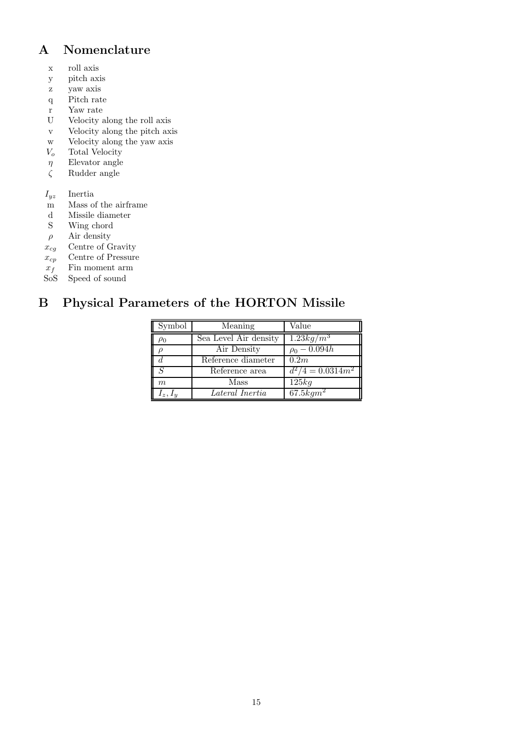# A Nomenclature

x roll axis
y pitch axis
z yaw axis
q Pitch rate
r Yaw rate
U Velocity along the roll axis
v Velocity along the pitch axis
w Velocity along the yaw axis
$V_o$ Total Velocity
$\eta$ Elevator angle
$\zeta$ Rudder angle

$I_{yz}$ Inertia
m Mass of the airframe
d Missile diameter
S Wing chord
$\rho$ Air density
$x_{cg}$ Centre of Gravity
$x_{cp}$ Centre of Pressure
$x_f$ Fin moment arm
SoS Speed of sound

# B Physical Parameters of the HORTON Missile

| Symbol | Meaning | Value |
|---|---|---|
| $\rho_0$ | Sea Level Air density | $1.23kg/m^3$ |
| $\rho$ | Air Density | $\rho_0 - 0.094h$ |
| $d$ | Reference diameter | $0.2m$ |
| $S$ | Reference area | $d^2/4 = 0.0314m^2$ |
| $m$ | Mass | $125kg$ |
| $I_z, I_y$ | *Lateral Inertia* | $67.5kgm^2$ |